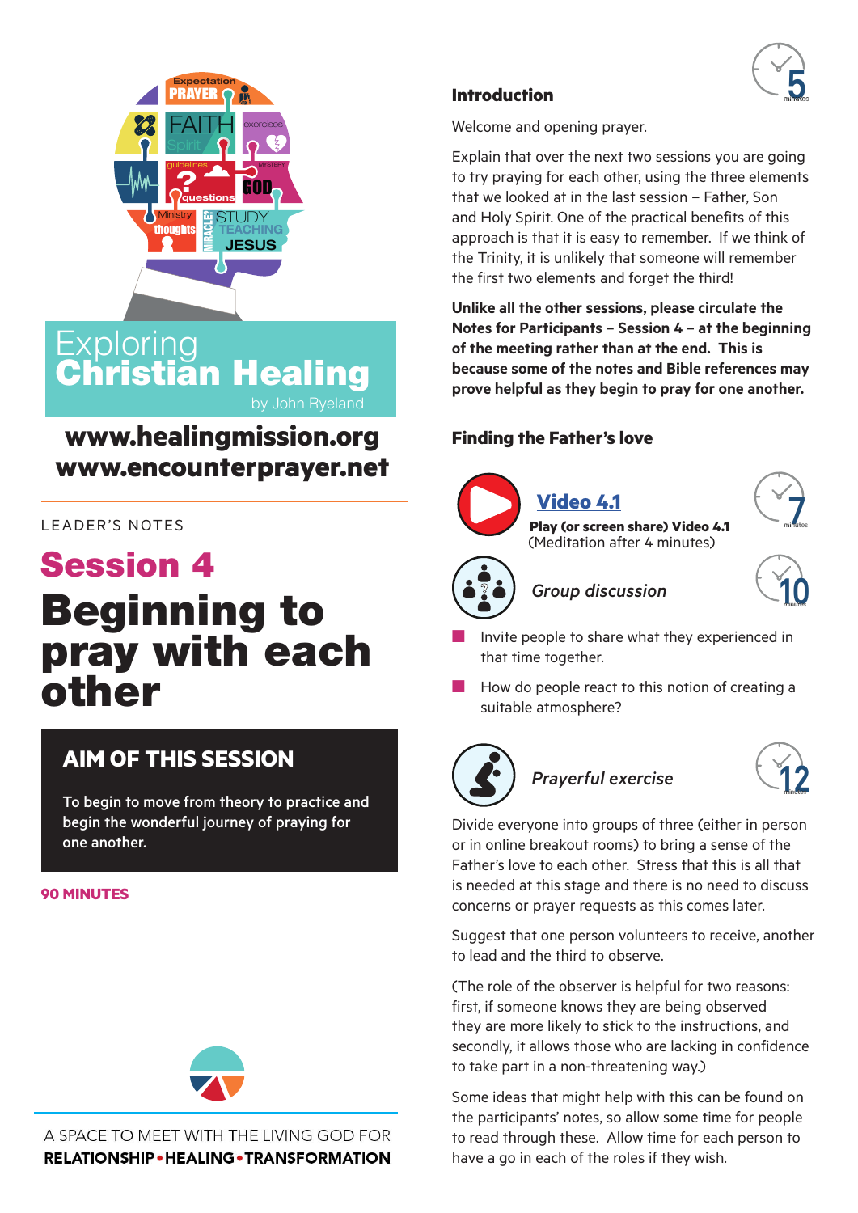# Exploring Christian Healing

by John Ryeland

**www.healingmission.org**
**www.encounterprayer.net**

LEADER'S NOTES

## Session 4

# Beginning to pray with each other

### AIM OF THIS SESSION

To begin to move from theory to practice and begin the wonderful journey of praying for one another.

**90 MINUTES**

A SPACE TO MEET WITH THE LIVING GOD FOR
**RELATIONSHIP • HEALING • TRANSFORMATION**

### Introduction

5 minutes

Welcome and opening prayer.

Explain that over the next two sessions you are going to try praying for each other, using the three elements that we looked at in the last session – Father, Son and Holy Spirit. One of the practical benefits of this approach is that it is easy to remember. If we think of the Trinity, it is unlikely that someone will remember the first two elements and forget the third!

**Unlike all the other sessions, please circulate the Notes for Participants – Session 4 – at the beginning of the meeting rather than at the end. This is because some of the notes and Bible references may prove helpful as they begin to pray for one another.**

### Finding the Father's love

**Video 4.1**

7 minutes

**Play (or screen share) Video 4.1**
(Meditation after 4 minutes)

*Group discussion*

10 minutes

- Invite people to share what they experienced in that time together.
- How do people react to this notion of creating a suitable atmosphere?

*Prayerful exercise*

12 minutes

Divide everyone into groups of three (either in person or in online breakout rooms) to bring a sense of the Father's love to each other. Stress that this is all that is needed at this stage and there is no need to discuss concerns or prayer requests as this comes later.

Suggest that one person volunteers to receive, another to lead and the third to observe.

(The role of the observer is helpful for two reasons: first, if someone knows they are being observed they are more likely to stick to the instructions, and secondly, it allows those who are lacking in confidence to take part in a non-threatening way.)

Some ideas that might help with this can be found on the participants' notes, so allow some time for people to read through these. Allow time for each person to have a go in each of the roles if they wish.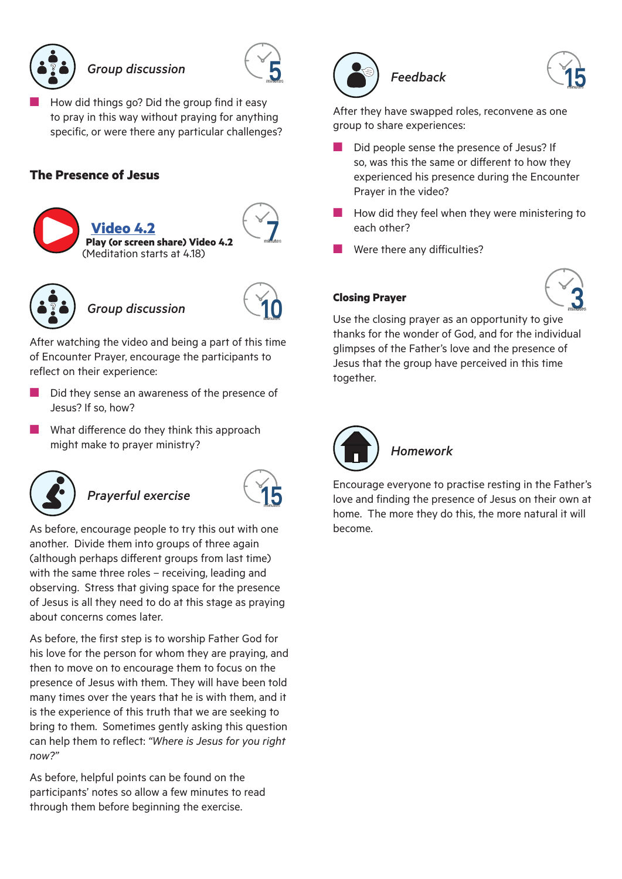### *Group discussion*

5 minutes

- How did things go? Did the group find it easy to pray in this way without praying for anything specific, or were there any particular challenges?

## The Presence of Jesus

### Video 4.2

7 minutes

**Play (or screen share) Video 4.2**
(Meditation starts at 4.18)

### *Group discussion*

10 minutes

After watching the video and being a part of this time of Encounter Prayer, encourage the participants to reflect on their experience:

- Did they sense an awareness of the presence of Jesus? If so, how?
- What difference do they think this approach might make to prayer ministry?

### *Prayerful exercise*

15 minutes

As before, encourage people to try this out with one another. Divide them into groups of three again (although perhaps different groups from last time) with the same three roles – receiving, leading and observing. Stress that giving space for the presence of Jesus is all they need to do at this stage as praying about concerns comes later.

As before, the first step is to worship Father God for his love for the person for whom they are praying, and then to move on to encourage them to focus on the presence of Jesus with them. They will have been told many times over the years that he is with them, and it is the experience of this truth that we are seeking to bring to them. Sometimes gently asking this question can help them to reflect: *"Where is Jesus for you right now?"*

As before, helpful points can be found on the participants' notes so allow a few minutes to read through them before beginning the exercise.

### *Feedback*

15 minutes

After they have swapped roles, reconvene as one group to share experiences:

- Did people sense the presence of Jesus? If so, was this the same or different to how they experienced his presence during the Encounter Prayer in the video?
- How did they feel when they were ministering to each other?
- Were there any difficulties?

### Closing Prayer

3 minutes

Use the closing prayer as an opportunity to give thanks for the wonder of God, and for the individual glimpses of the Father's love and the presence of Jesus that the group have perceived in this time together.

### *Homework*

Encourage everyone to practise resting in the Father's love and finding the presence of Jesus on their own at home. The more they do this, the more natural it will become.